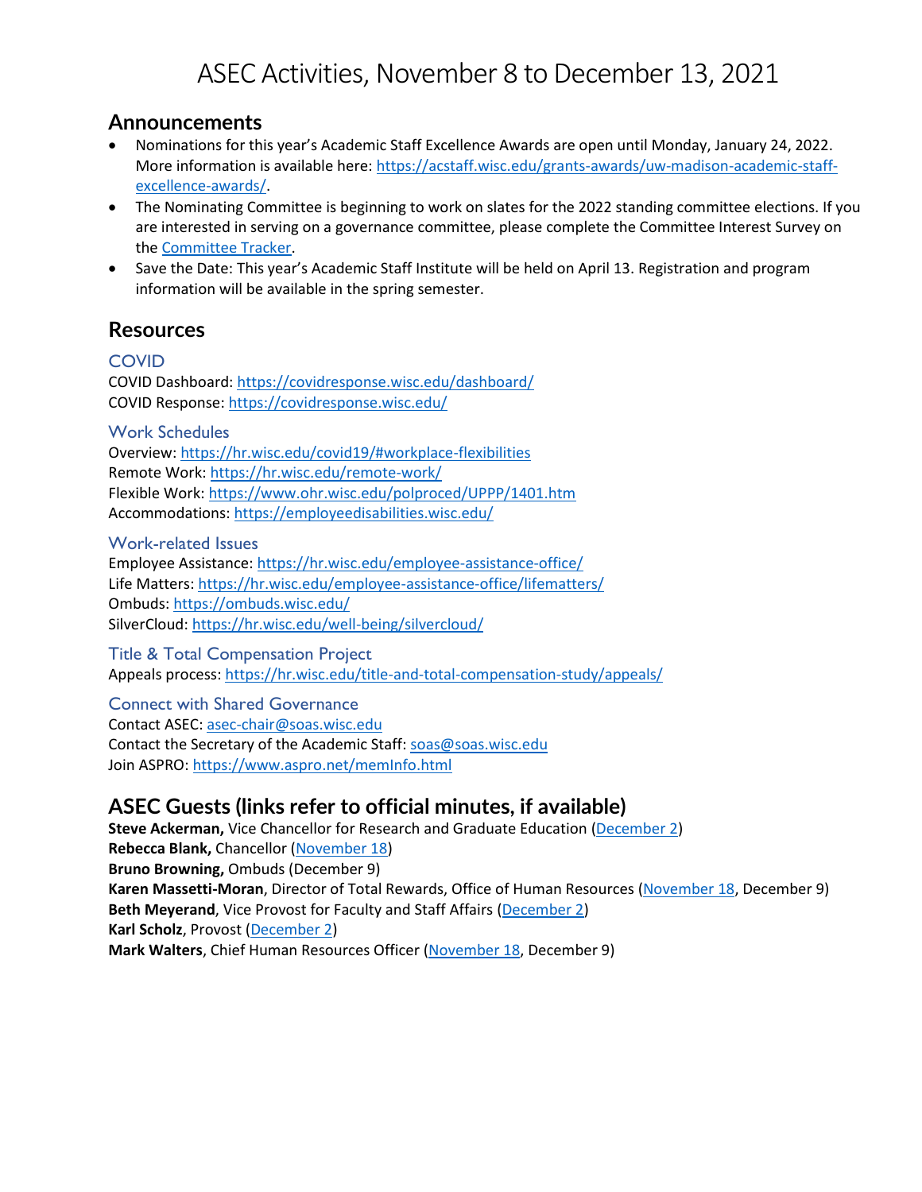# ASEC Activities, November 8 to December 13, 2021

## Announcements

- Nominations for this year's Academic Staff Excellence Awards are open until Monday, January 24, 2022. More information is available here: https://acstaff.wisc.edu/grants-awards/uw-madison-academic-staff-excellence-awards/.
- The Nominating Committee is beginning to work on slates for the 2022 standing committee elections. If you are interested in serving on a governance committee, please complete the Committee Interest Survey on the Committee Tracker.
- Save the Date: This year's Academic Staff Institute will be held on April 13. Registration and program information will be available in the spring semester.

## Resources

### COVID

COVID Dashboard: https://covidresponse.wisc.edu/dashboard/
COVID Response: https://covidresponse.wisc.edu/

### Work Schedules

Overview: https://hr.wisc.edu/covid19/#workplace-flexibilities
Remote Work: https://hr.wisc.edu/remote-work/
Flexible Work: https://www.ohr.wisc.edu/polproced/UPPP/1401.htm
Accommodations: https://employeedisabilities.wisc.edu/

### Work-related Issues

Employee Assistance: https://hr.wisc.edu/employee-assistance-office/
Life Matters: https://hr.wisc.edu/employee-assistance-office/lifematters/
Ombuds: https://ombuds.wisc.edu/
SilverCloud: https://hr.wisc.edu/well-being/silvercloud/

### Title & Total Compensation Project

Appeals process: https://hr.wisc.edu/title-and-total-compensation-study/appeals/

### Connect with Shared Governance

Contact ASEC: asec-chair@soas.wisc.edu
Contact the Secretary of the Academic Staff: soas@soas.wisc.edu
Join ASPRO: https://www.aspro.net/memInfo.html

## ASEC Guests (links refer to official minutes, if available)

**Steve Ackerman,** Vice Chancellor for Research and Graduate Education (December 2)
**Rebecca Blank,** Chancellor (November 18)
**Bruno Browning,** Ombuds (December 9)
**Karen Massetti-Moran**, Director of Total Rewards, Office of Human Resources (November 18, December 9)
**Beth Meyerand**, Vice Provost for Faculty and Staff Affairs (December 2)
**Karl Scholz**, Provost (December 2)
**Mark Walters**, Chief Human Resources Officer (November 18, December 9)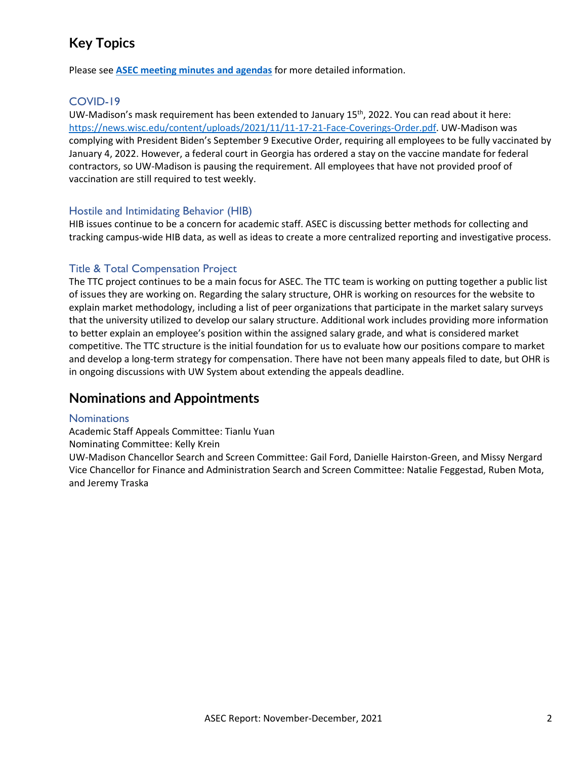## Key Topics

Please see **ASEC meeting minutes and agendas** for more detailed information.

### COVID-19

UW-Madison's mask requirement has been extended to January 15th, 2022. You can read about it here: https://news.wisc.edu/content/uploads/2021/11/11-17-21-Face-Coverings-Order.pdf. UW-Madison was complying with President Biden's September 9 Executive Order, requiring all employees to be fully vaccinated by January 4, 2022. However, a federal court in Georgia has ordered a stay on the vaccine mandate for federal contractors, so UW-Madison is pausing the requirement. All employees that have not provided proof of vaccination are still required to test weekly.

### Hostile and Intimidating Behavior (HIB)

HIB issues continue to be a concern for academic staff. ASEC is discussing better methods for collecting and tracking campus-wide HIB data, as well as ideas to create a more centralized reporting and investigative process.

### Title & Total Compensation Project

The TTC project continues to be a main focus for ASEC. The TTC team is working on putting together a public list of issues they are working on. Regarding the salary structure, OHR is working on resources for the website to explain market methodology, including a list of peer organizations that participate in the market salary surveys that the university utilized to develop our salary structure. Additional work includes providing more information to better explain an employee's position within the assigned salary grade, and what is considered market competitive. The TTC structure is the initial foundation for us to evaluate how our positions compare to market and develop a long-term strategy for compensation. There have not been many appeals filed to date, but OHR is in ongoing discussions with UW System about extending the appeals deadline.

## Nominations and Appointments

### Nominations

Academic Staff Appeals Committee: Tianlu Yuan
Nominating Committee: Kelly Krein
UW-Madison Chancellor Search and Screen Committee: Gail Ford, Danielle Hairston-Green, and Missy Nergard
Vice Chancellor for Finance and Administration Search and Screen Committee: Natalie Feggestad, Ruben Mota, and Jeremy Traska